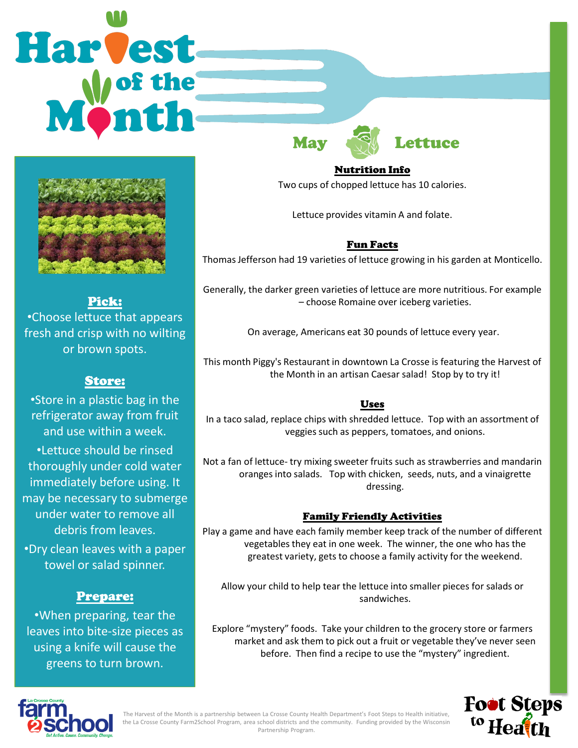# Harvest of the Month

## May — Lettuce

### Pick:

- Choose lettuce that appears fresh and crisp with no wilting or brown spots.

### Store:

- Store in a plastic bag in the refrigerator away from fruit and use within a week.
- Lettuce should be rinsed thoroughly under cold water immediately before using. It may be necessary to submerge under water to remove all debris from leaves.
- Dry clean leaves with a paper towel or salad spinner.

### Prepare:

- When preparing, tear the leaves into bite-size pieces as using a knife will cause the greens to turn brown.

### Nutrition Info

Two cups of chopped lettuce has 10 calories.

Lettuce provides vitamin A and folate.

### Fun Facts

Thomas Jefferson had 19 varieties of lettuce growing in his garden at Monticello.

Generally, the darker green varieties of lettuce are more nutritious. For example – choose Romaine over iceberg varieties.

On average, Americans eat 30 pounds of lettuce every year.

This month Piggy's Restaurant in downtown La Crosse is featuring the Harvest of the Month in an artisan Caesar salad! Stop by to try it!

### Uses

In a taco salad, replace chips with shredded lettuce. Top with an assortment of veggies such as peppers, tomatoes, and onions.

Not a fan of lettuce- try mixing sweeter fruits such as strawberries and mandarin oranges into salads. Top with chicken, seeds, nuts, and a vinaigrette dressing.

### Family Friendly Activities

Play a game and have each family member keep track of the number of different vegetables they eat in one week. The winner, the one who has the greatest variety, gets to choose a family activity for the weekend.

Allow your child to help tear the lettuce into smaller pieces for salads or sandwiches.

Explore "mystery" foods. Take your children to the grocery store or farmers market and ask them to pick out a fruit or vegetable they've never seen before. Then find a recipe to use the "mystery" ingredient.

La Crosse County farm 2 school — Get Active. Cause. Community. Change.

The Harvest of the Month is a partnership between La Crosse County Health Department's Foot Steps to Health initiative, the La Crosse County Farm2School Program, area school districts and the community. Funding provided by the Wisconsin Partnership Program.

Foot Steps to Health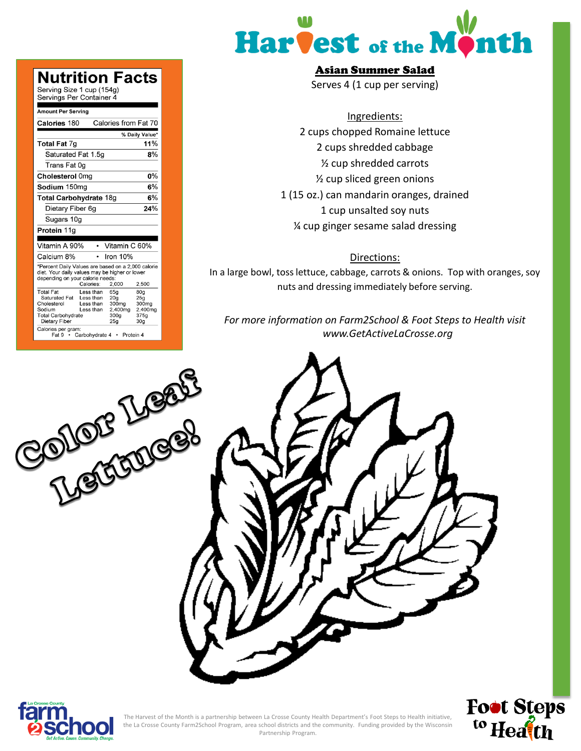# Harvest of the Month

## Asian Summer Salad

Serves 4 (1 cup per serving)

**Nutrition Facts**

Serving Size 1 cup (154g)
Servings Per Container 4

| Amount Per Serving | |
|---|---|
| **Calories** 180 | Calories from Fat 70 |
| | % Daily Value* |
| **Total Fat** 7g | **11%** |
| Saturated Fat 1.5g | **8%** |
| Trans Fat 0g | |
| **Cholesterol** 0mg | **0%** |
| **Sodium** 150mg | **6%** |
| **Total Carbohydrate** 18g | **6%** |
| Dietary Fiber 6g | **24%** |
| Sugars 10g | |
| **Protein** 11g | |

Vitamin A 90% • Vitamin C 60%
Calcium 8% • Iron 10%

*Percent Daily Values are based on a 2,000 calorie diet. Your daily values may be higher or lower depending on your calorie needs:

| | Calories: | 2,000 | 2,500 |
|---|---|---|---|
| Total Fat | Less than | 65g | 80g |
| Saturated Fat | Less than | 20g | 25g |
| Cholesterol | Less than | 300mg | 300mg |
| Sodium | Less than | 2,400mg | 2,400mg |
| Total Carbohydrate | | 300g | 375g |
| Dietary Fiber | | 25g | 30g |

Calories per gram:
Fat 9 • Carbohydrate 4 • Protein 4

### Ingredients:

2 cups chopped Romaine lettuce
2 cups shredded cabbage
½ cup shredded carrots
½ cup sliced green onions
1 (15 oz.) can mandarin oranges, drained
1 cup unsalted soy nuts
¼ cup ginger sesame salad dressing

### Directions:

In a large bowl, toss lettuce, cabbage, carrots & onions. Top with oranges, soy nuts and dressing immediately before serving.

*For more information on Farm2School & Foot Steps to Health visit www.GetActiveLaCrosse.org*

**Color Leaf Lettuce!**

La Crosse County farm2school — Get Active. Cause. Community. Change.

The Harvest of the Month is a partnership between La Crosse County Health Department's Foot Steps to Health initiative, the La Crosse County Farm2School Program, area school districts and the community. Funding provided by the Wisconsin Partnership Program.

Foot Steps to Health